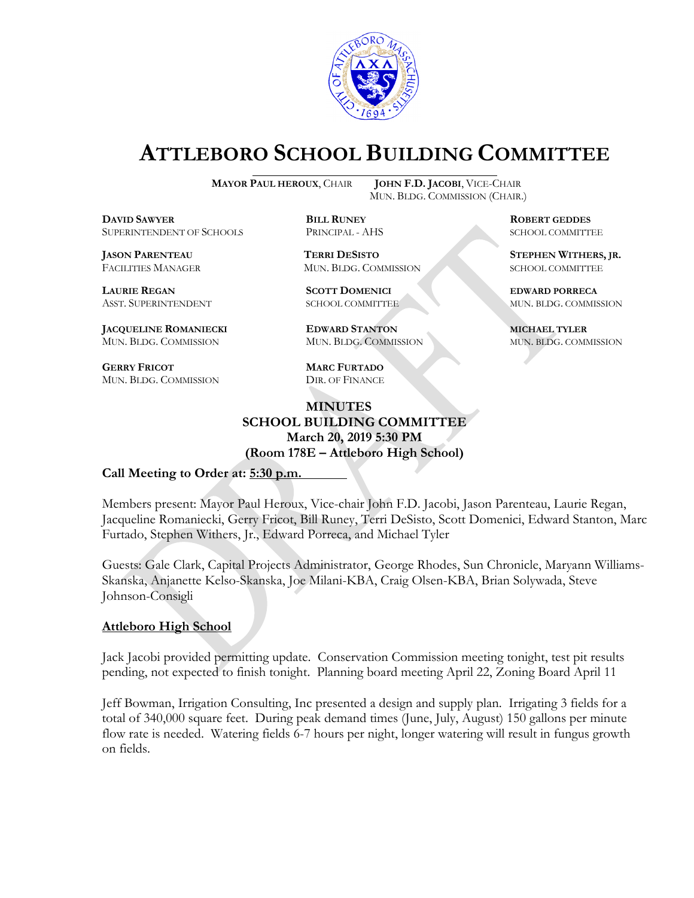# ATTLEBORO SCHOOL BUILDING COMMITTEE

**MAYOR PAUL HEROUX**, CHAIR  **JOHN F.D. JACOBI**, VICE-CHAIR
MUN. BLDG. COMMISSION (CHAIR.)

**DAVID SAWYER**
SUPERINTENDENT OF SCHOOLS

**BILL RUNEY**
PRINCIPAL - AHS

**ROBERT GEDDES**
SCHOOL COMMITTEE

**JASON PARENTEAU**
FACILITIES MANAGER

**TERRI DESISTO**
MUN. BLDG. COMMISSION

**STEPHEN WITHERS, JR.**
SCHOOL COMMITTEE

**LAURIE REGAN**
ASST. SUPERINTENDENT

**SCOTT DOMENICI**
SCHOOL COMMITTEE

**EDWARD PORRECA**
MUN. BLDG. COMMISSION

**JACQUELINE ROMANIECKI**
MUN. BLDG. COMMISSION

**EDWARD STANTON**
MUN. BLDG. COMMISSION

**MICHAEL TYLER**
MUN. BLDG. COMMISSION

**GERRY FRICOT**
MUN. BLDG. COMMISSION

**MARC FURTADO**
DIR. OF FINANCE

**MINUTES**
**SCHOOL BUILDING COMMITTEE**
**March 20, 2019 5:30 PM**
**(Room 178E – Attleboro High School)**

**Call Meeting to Order at: 5:30 p.m.**

Members present: Mayor Paul Heroux, Vice-chair John F.D. Jacobi, Jason Parenteau, Laurie Regan, Jacqueline Romaniecki, Gerry Fricot, Bill Runey, Terri DeSisto, Scott Domenici, Edward Stanton, Marc Furtado, Stephen Withers, Jr., Edward Porreca, and Michael Tyler

Guests: Gale Clark, Capital Projects Administrator, George Rhodes, Sun Chronicle, Maryann Williams-Skanska, Anjanette Kelso-Skanska, Joe Milani-KBA, Craig Olsen-KBA, Brian Solywada, Steve Johnson-Consigli

**Attleboro High School**

Jack Jacobi provided permitting update. Conservation Commission meeting tonight, test pit results pending, not expected to finish tonight. Planning board meeting April 22, Zoning Board April 11

Jeff Bowman, Irrigation Consulting, Inc presented a design and supply plan. Irrigating 3 fields for a total of 340,000 square feet. During peak demand times (June, July, August) 150 gallons per minute flow rate is needed. Watering fields 6-7 hours per night, longer watering will result in fungus growth on fields.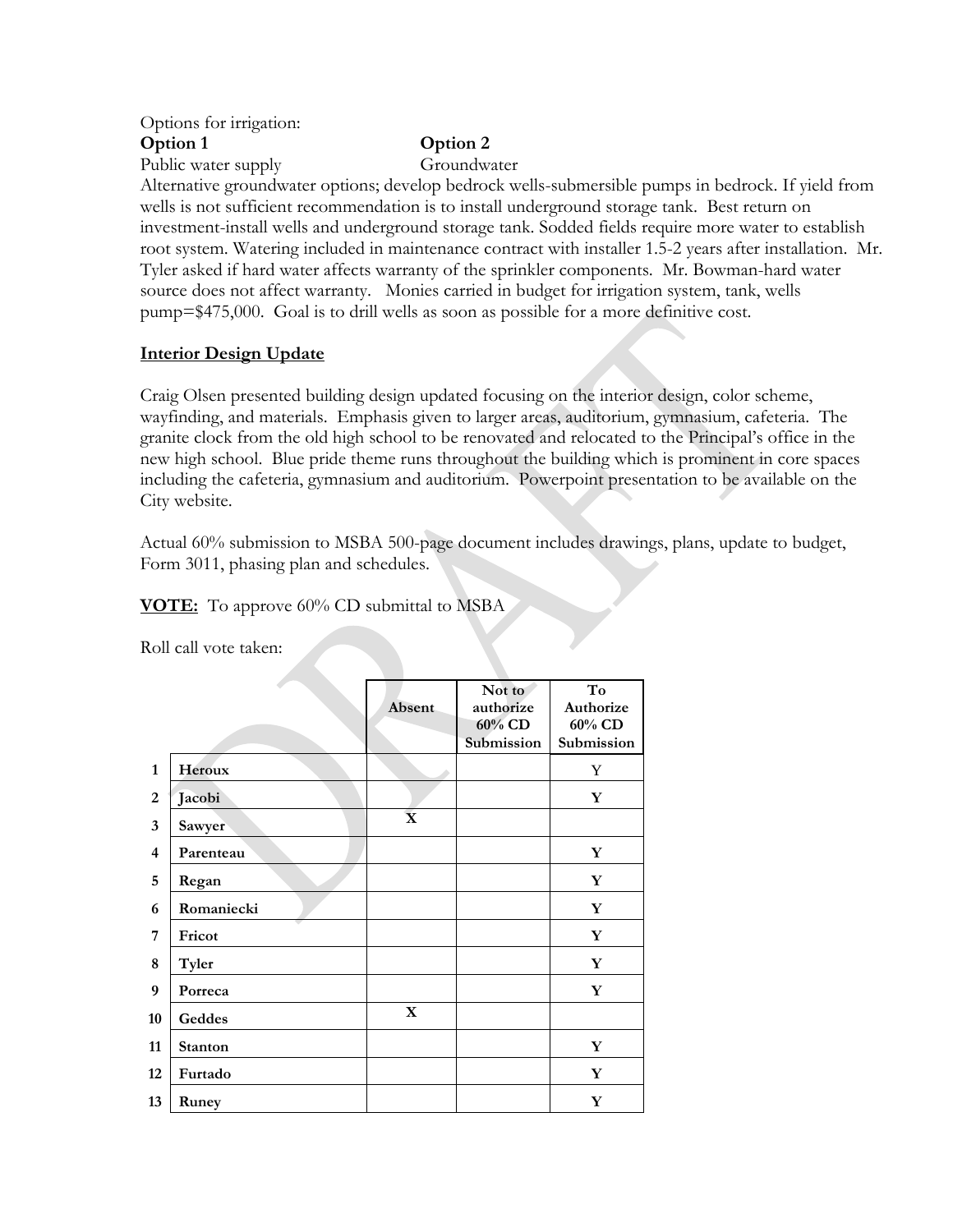Options for irrigation:

**Option 1** — Public water supply

**Option 2** — Groundwater

Alternative groundwater options; develop bedrock wells-submersible pumps in bedrock. If yield from wells is not sufficient recommendation is to install underground storage tank. Best return on investment-install wells and underground storage tank. Sodded fields require more water to establish root system. Watering included in maintenance contract with installer 1.5-2 years after installation. Mr. Tyler asked if hard water affects warranty of the sprinkler components. Mr. Bowman-hard water source does not affect warranty. Monies carried in budget for irrigation system, tank, wells pump=$475,000. Goal is to drill wells as soon as possible for a more definitive cost.

## Interior Design Update

Craig Olsen presented building design updated focusing on the interior design, color scheme, wayfinding, and materials. Emphasis given to larger areas, auditorium, gymnasium, cafeteria. The granite clock from the old high school to be renovated and relocated to the Principal's office in the new high school. Blue pride theme runs throughout the building which is prominent in core spaces including the cafeteria, gymnasium and auditorium. Powerpoint presentation to be available on the City website.

Actual 60% submission to MSBA 500-page document includes drawings, plans, update to budget, Form 3011, phasing plan and schedules.

**VOTE:** To approve 60% CD submittal to MSBA

Roll call vote taken:

| | | Absent | Not to authorize 60% CD Submission | To Authorize 60% CD Submission |
|---|---|---|---|---|
| 1 | Heroux | | | Y |
| 2 | Jacobi | | | Y |
| 3 | Sawyer | X | | |
| 4 | Parenteau | | | Y |
| 5 | Regan | | | Y |
| 6 | Romaniecki | | | Y |
| 7 | Fricot | | | Y |
| 8 | Tyler | | | Y |
| 9 | Porreca | | | Y |
| 10 | Geddes | X | | |
| 11 | Stanton | | | Y |
| 12 | Furtado | | | Y |
| 13 | Runey | | | Y |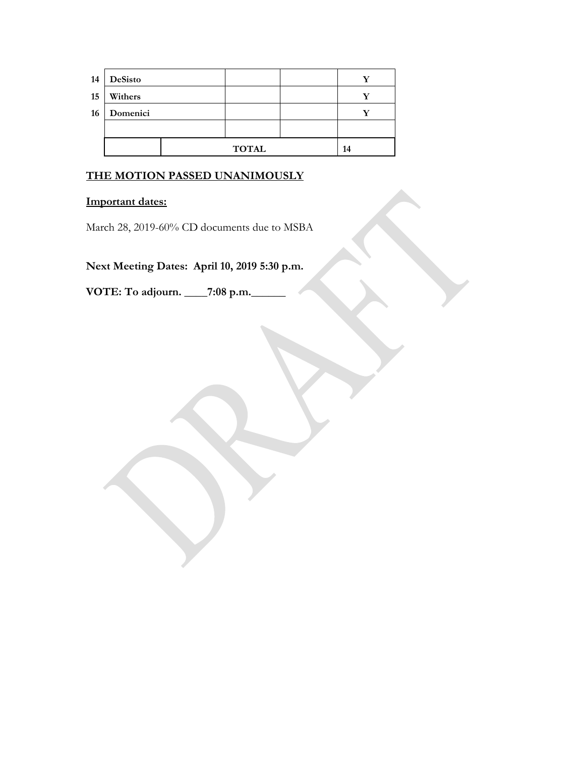| | | | | |
|---|---|---|---|---|
| 14 | DeSisto | | | Y |
| 15 | Withers | | | Y |
| 16 | Domenici | | | Y |
| | | | | |
| | | TOTAL | | 14 |

**THE MOTION PASSED UNANIMOUSLY**

**Important dates:**

March 28, 2019-60% CD documents due to MSBA

**Next Meeting Dates: April 10, 2019 5:30 p.m.**

**VOTE: To adjourn. ____7:08 p.m.______**